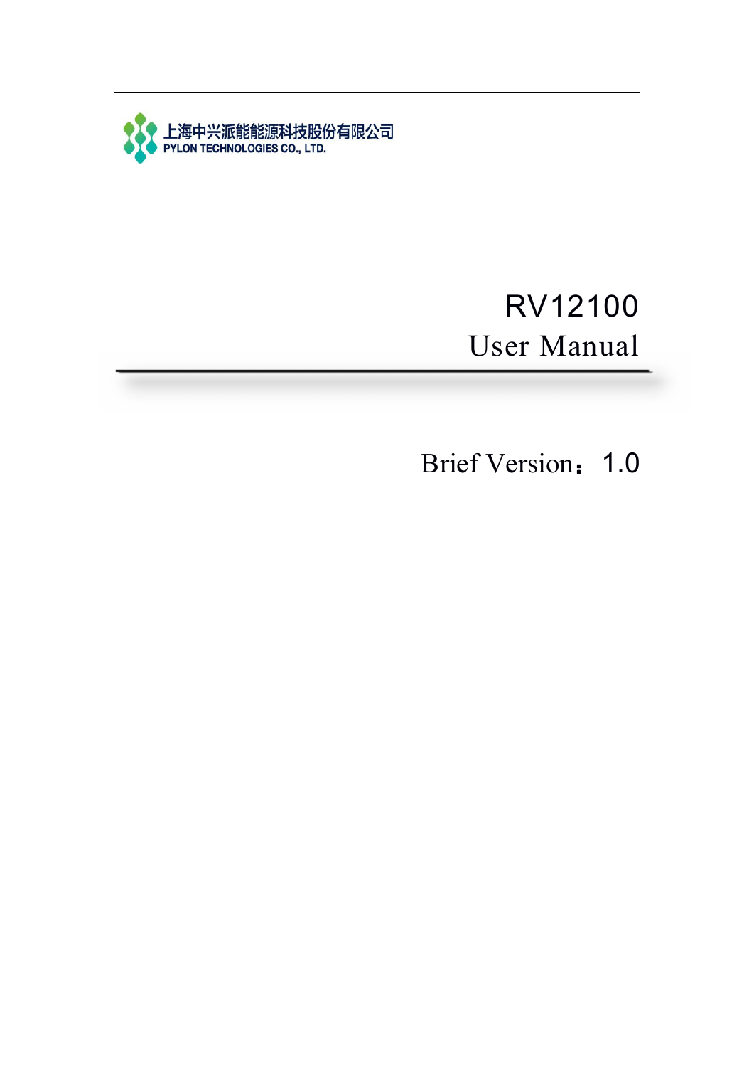上海中兴派能能源科技股份有限公司
PYLON TECHNOLOGIES CO., LTD.

# RV12100
# User Manual

Brief Version：1.0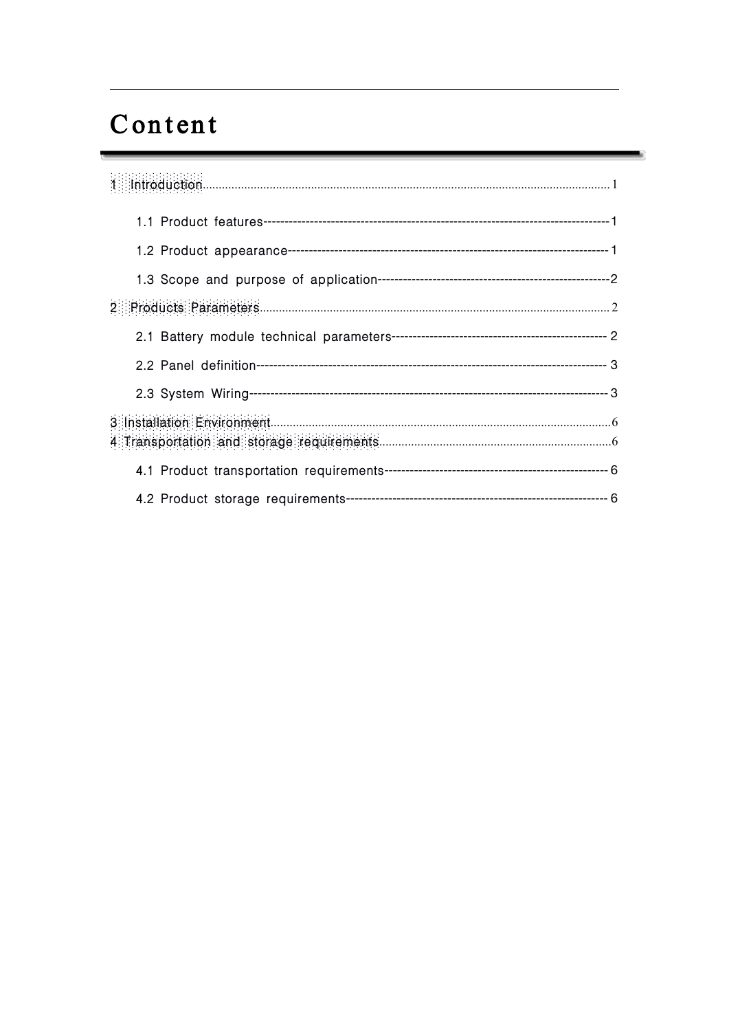# Content

1 Introduction 1

- 1.1 Product features 1
- 1.2 Product appearance 1
- 1.3 Scope and purpose of application 2

2 Products Parameters 2

- 2.1 Battery module technical parameters 2
- 2.2 Panel definition 3
- 2.3 System Wiring 3

3 Installation Environment 6

4 Transportation and storage requirements 6

- 4.1 Product transportation requirements 6
- 4.2 Product storage requirements 6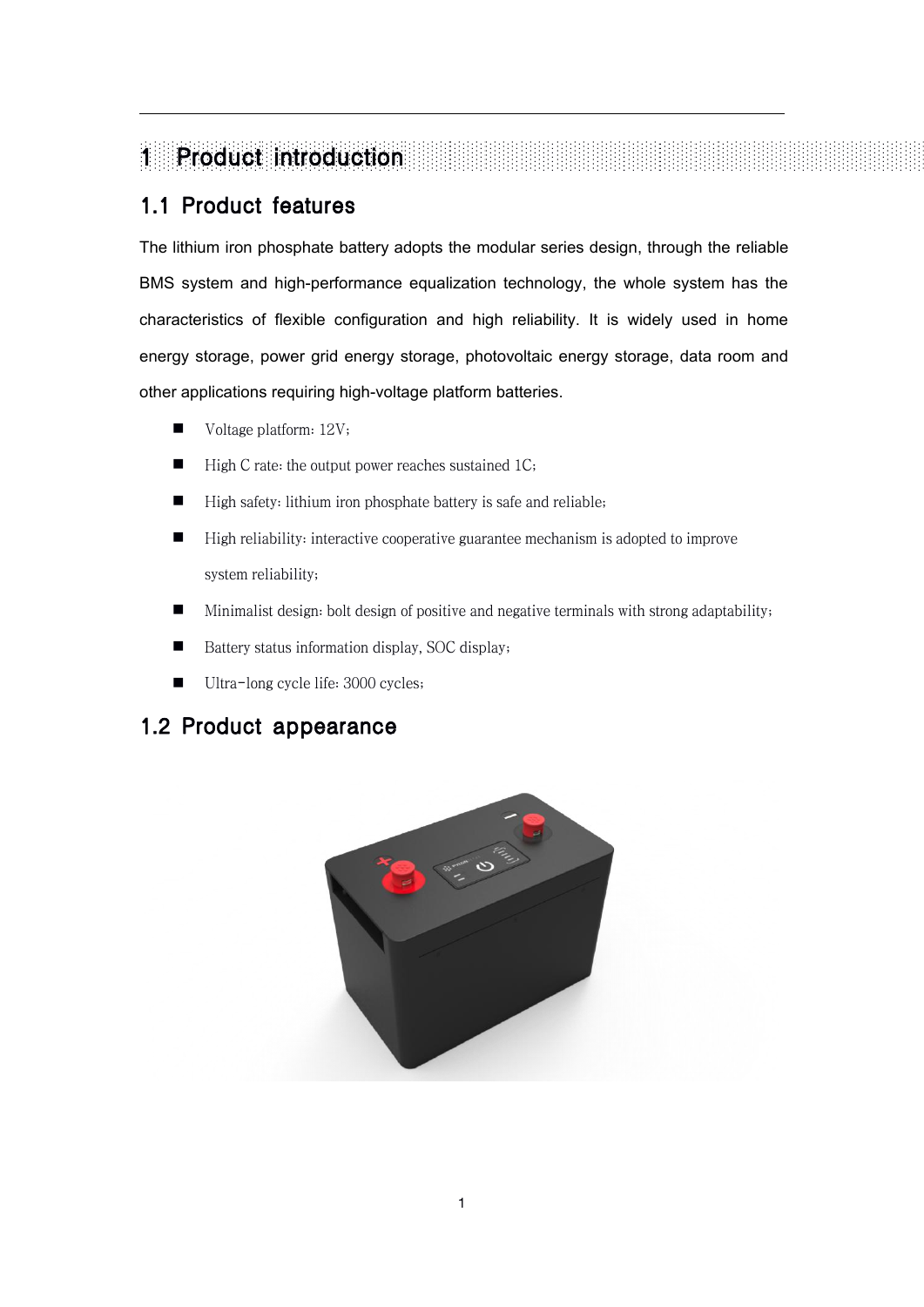# 1 Product introduction

## 1.1 Product features

The lithium iron phosphate battery adopts the modular series design, through the reliable BMS system and high-performance equalization technology, the whole system has the characteristics of flexible configuration and high reliability. It is widely used in home energy storage, power grid energy storage, photovoltaic energy storage, data room and other applications requiring high-voltage platform batteries.

- Voltage platform: 12V;
- High C rate: the output power reaches sustained 1C;
- High safety: lithium iron phosphate battery is safe and reliable;
- High reliability: interactive cooperative guarantee mechanism is adopted to improve system reliability;
- Minimalist design: bolt design of positive and negative terminals with strong adaptability;
- Battery status information display, SOC display;
- Ultra-long cycle life: 3000 cycles;

## 1.2 Product appearance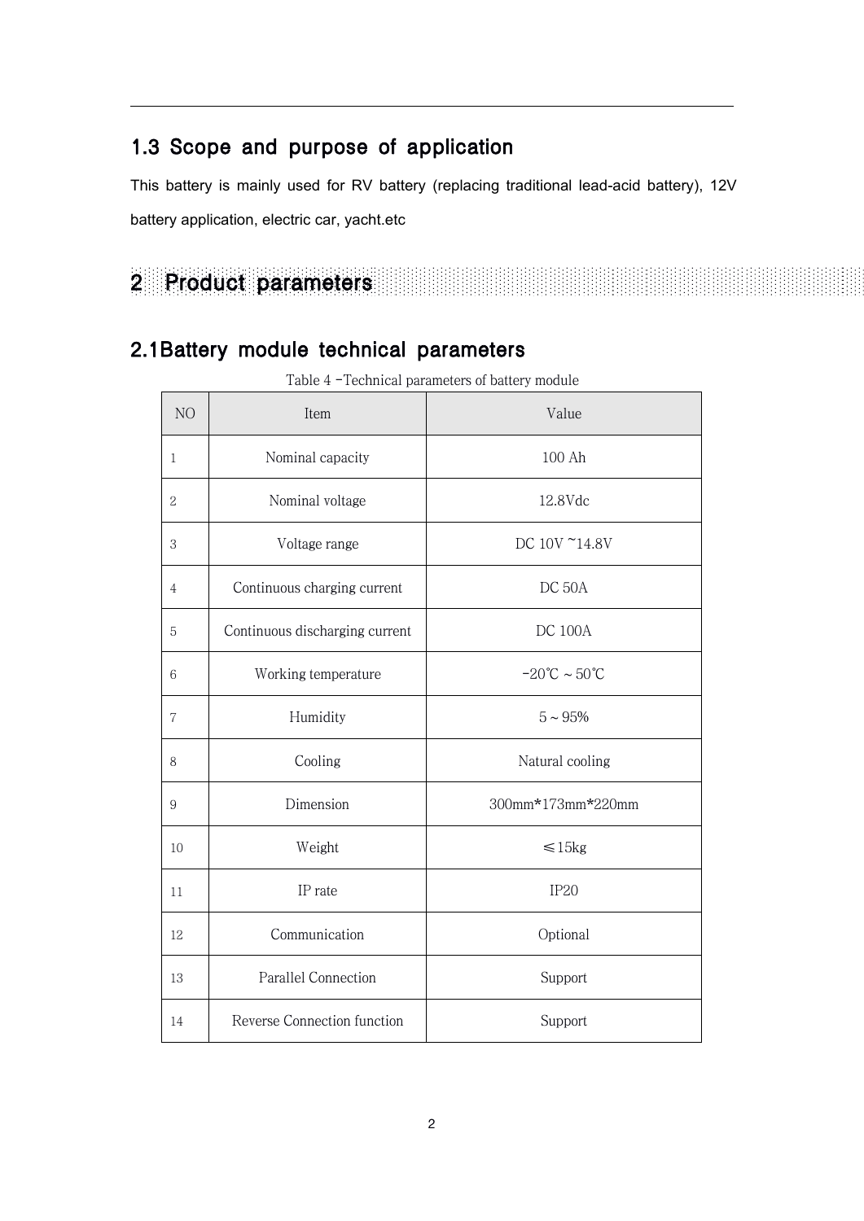## 1.3 Scope and purpose of application

This battery is mainly used for RV battery (replacing traditional lead-acid battery), 12V battery application, electric car, yacht.etc

# 2 Product parameters

## 2.1Battery module technical parameters

Table 4 -Technical parameters of battery module

| NO | Item | Value |
|---|---|---|
| 1 | Nominal capacity | 100 Ah |
| 2 | Nominal voltage | 12.8Vdc |
| 3 | Voltage range | DC 10V ~14.8V |
| 4 | Continuous charging current | DC 50A |
| 5 | Continuous discharging current | DC 100A |
| 6 | Working temperature | -20℃ ~ 50℃ |
| 7 | Humidity | 5 ~ 95% |
| 8 | Cooling | Natural cooling |
| 9 | Dimension | 300mm*173mm*220mm |
| 10 | Weight | ≤15kg |
| 11 | IP rate | IP20 |
| 12 | Communication | Optional |
| 13 | Parallel Connection | Support |
| 14 | Reverse Connection function | Support |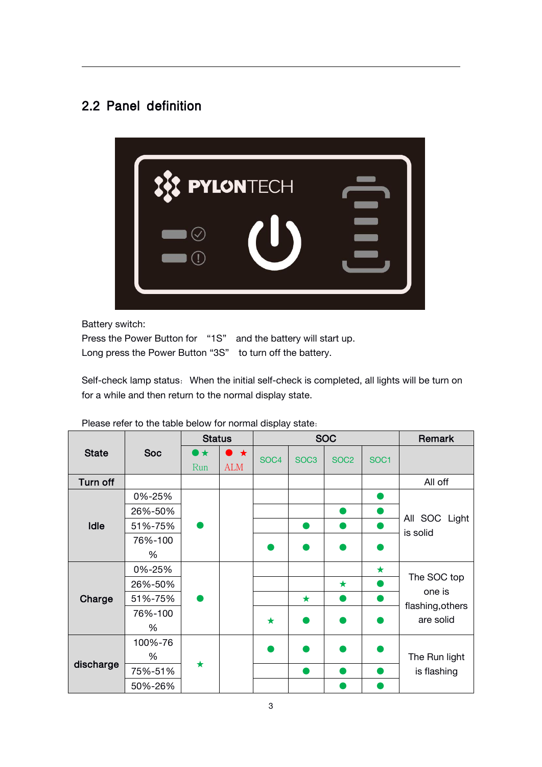## 2.2 Panel definition

Battery switch:

Press the Power Button for "1S" and the battery will start up.

Long press the Power Button "3S" to turn off the battery.

Self-check lamp status: When the initial self-check is completed, all lights will be turn on for a while and then return to the normal display state.

Please refer to the table below for normal display state:

| State | Soc | Status | | SOC | | | | Remark |
|---|---|---|---|---|---|---|---|---|
| | | ●★ Run | ●★ ALM | SOC4 | SOC3 | SOC2 | SOC1 | |
| Turn off | | | | | | | | All off |
| Idle | 0%-25% | ● | | | | | ● | All SOC Light is solid |
| | 26%-50% | | | | | ● | ● | |
| | 51%-75% | | | | ● | ● | ● | |
| | 76%-100% | | | ● | ● | ● | ● | |
| Charge | 0%-25% | ● | | | | | ★ | The SOC top one is flashing,others are solid |
| | 26%-50% | | | | | ★ | ● | |
| | 51%-75% | | | | ★ | ● | ● | |
| | 76%-100% | | | ★ | ● | ● | ● | |
| discharge | 100%-76% | ★ | | ● | ● | ● | ● | The Run light is flashing |
| | 75%-51% | | | | ● | ● | ● | |
| | 50%-26% | | | | | ● | ● | |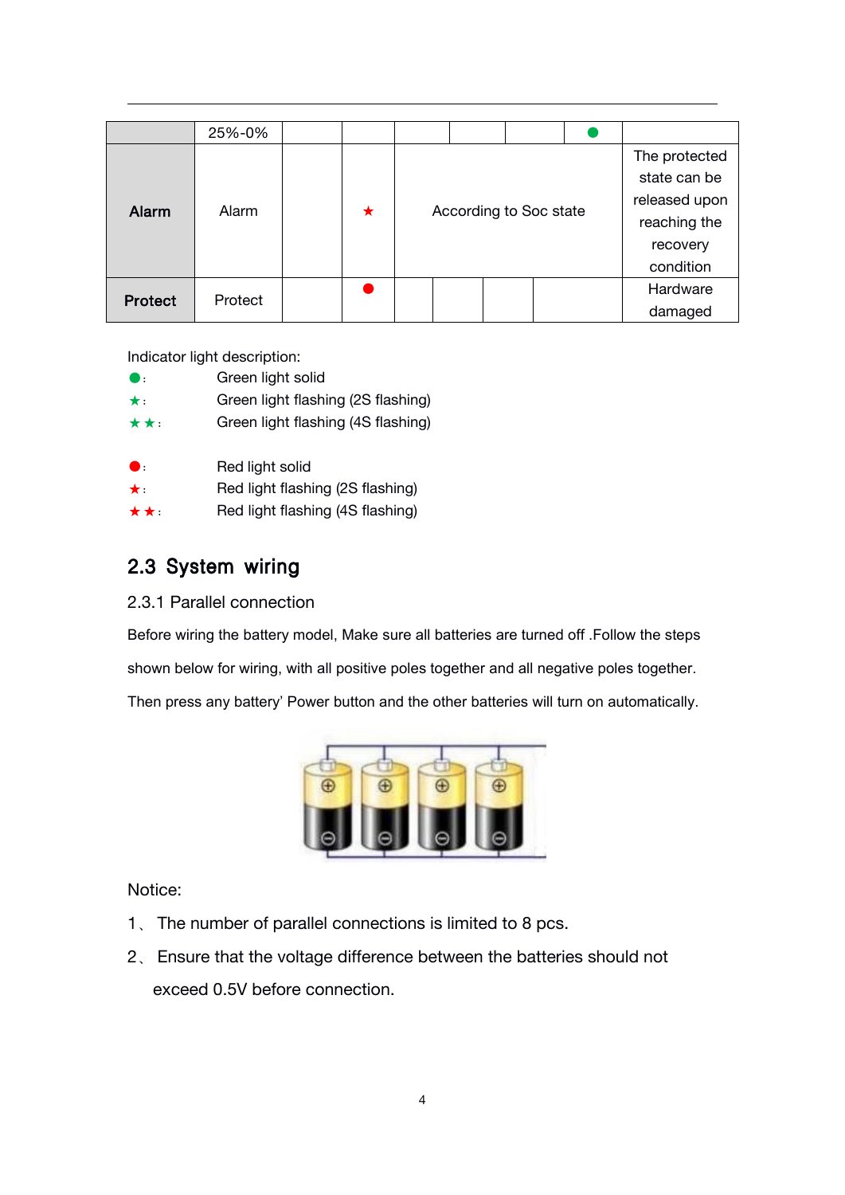| | 25%-0% | | | | | | ● | |
|---|---|---|---|---|---|---|---|---|
| **Alarm** | Alarm | | ★ | According to Soc state | | | | The protected state can be released upon reaching the recovery condition |
| **Protect** | Protect | | ● | | | | | Hardware damaged |

Indicator light description:

- ●: Green light solid
- ★: Green light flashing (2S flashing)
- ★★: Green light flashing (4S flashing)

- ●: Red light solid
- ★: Red light flashing (2S flashing)
- ★★: Red light flashing (4S flashing)

## 2.3 System wiring

### 2.3.1 Parallel connection

Before wiring the battery model, Make sure all batteries are turned off .Follow the steps shown below for wiring, with all positive poles together and all negative poles together. Then press any battery' Power button and the other batteries will turn on automatically.

Notice:

1、 The number of parallel connections is limited to 8 pcs.

2、 Ensure that the voltage difference between the batteries should not exceed 0.5V before connection.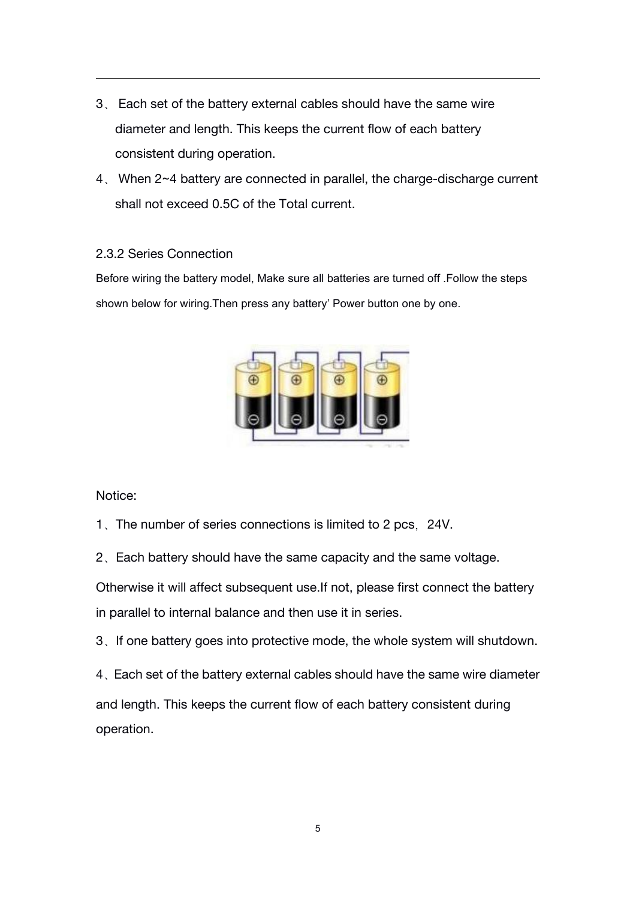3、 Each set of the battery external cables should have the same wire diameter and length. This keeps the current flow of each battery consistent during operation.

4、 When 2~4 battery are connected in parallel, the charge-discharge current shall not exceed 0.5C of the Total current.

### 2.3.2 Series Connection

Before wiring the battery model, Make sure all batteries are turned off .Follow the steps shown below for wiring.Then press any battery' Power button one by one.

Notice:

1、The number of series connections is limited to 2 pcs, 24V.

2、Each battery should have the same capacity and the same voltage.

Otherwise it will affect subsequent use.If not, please first connect the battery in parallel to internal balance and then use it in series.

3、If one battery goes into protective mode, the whole system will shutdown.

4、Each set of the battery external cables should have the same wire diameter and length. This keeps the current flow of each battery consistent during operation.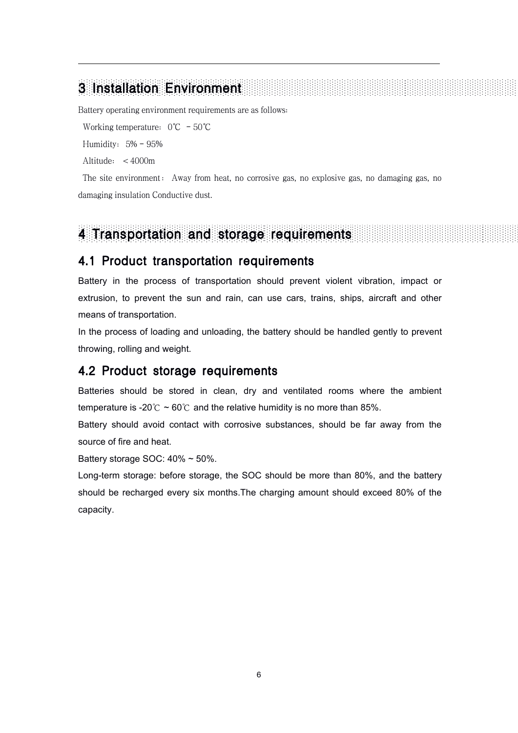# 3 Installation Environment

Battery operating environment requirements are as follows:

Working temperature：0℃ －50℃

Humidity：5%－95%

Altitude： ＜4000m

The site environment： Away from heat, no corrosive gas, no explosive gas, no damaging gas, no damaging insulation Conductive dust.

# 4 Transportation and storage requirements

## 4.1 Product transportation requirements

Battery in the process of transportation should prevent violent vibration, impact or extrusion, to prevent the sun and rain, can use cars, trains, ships, aircraft and other means of transportation.

In the process of loading and unloading, the battery should be handled gently to prevent throwing, rolling and weight.

## 4.2 Product storage requirements

Batteries should be stored in clean, dry and ventilated rooms where the ambient temperature is -20℃ ~ 60℃ and the relative humidity is no more than 85%.

Battery should avoid contact with corrosive substances, should be far away from the source of fire and heat.

Battery storage SOC: 40% ~ 50%.

Long-term storage: before storage, the SOC should be more than 80%, and the battery should be recharged every six months.The charging amount should exceed 80% of the capacity.